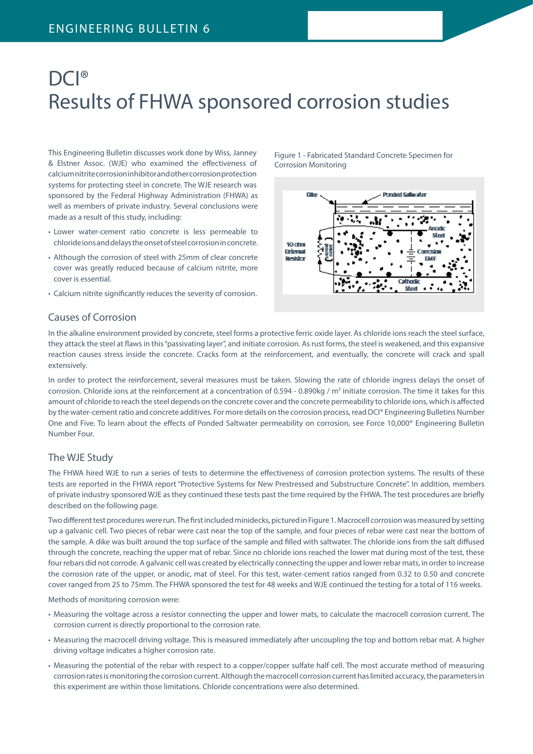# DCI®
# Results of FHWA sponsored corrosion studies

This Engineering Bulletin discusses work done by Wiss, Janney & Elstner Assoc. (WJE) who examined the effectiveness of calcium nitrite corrosion inhibitor and other corrosion protection systems for protecting steel in concrete. The WJE research was sponsored by the Federal Highway Administration (FHWA) as well as members of private industry. Several conclusions were made as a result of this study, including:

- Lower water-cement ratio concrete is less permeable to chloride ions and delays the onset of steel corrosion in concrete.
- Although the corrosion of steel with 25mm of clear concrete cover was greatly reduced because of calcium nitrite, more cover is essential.
- Calcium nitrite significantly reduces the severity of corrosion.

Figure 1 - Fabricated Standard Concrete Specimen for Corrosion Monitoring

## Causes of Corrosion

In the alkaline environment provided by concrete, steel forms a protective ferric oxide layer. As chloride ions reach the steel surface, they attack the steel at flaws in this "passivating layer", and initiate corrosion. As rust forms, the steel is weakened, and this expansive reaction causes stress inside the concrete. Cracks form at the reinforcement, and eventually, the concrete will crack and spall extensively.

In order to protect the reinforcement, several measures must be taken. Slowing the rate of chloride ingress delays the onset of corrosion. Chloride ions at the reinforcement at a concentration of 0.594 - 0.890kg / $m^3$ initiate corrosion. The time it takes for this amount of chloride to reach the steel depends on the concrete cover and the concrete permeability to chloride ions, which is affected by the water-cement ratio and concrete additives. For more details on the corrosion process, read DCI® Engineering Bulletins Number One and Five. To learn about the effects of Ponded Saltwater permeability on corrosion, see Force 10,000® Engineering Bulletin Number Four.

## The WJE Study

The FHWA hired WJE to run a series of tests to determine the effectiveness of corrosion protection systems. The results of these tests are reported in the FHWA report "Protective Systems for New Prestressed and Substructure Concrete". In addition, members of private industry sponsored WJE as they continued these tests past the time required by the FHWA. The test procedures are briefly described on the following page.

Two different test procedures were run. The first included minidecks, pictured in Figure 1. Macrocell corrosion was measured by setting up a galvanic cell. Two pieces of rebar were cast near the top of the sample, and four pieces of rebar were cast near the bottom of the sample. A dike was built around the top surface of the sample and filled with saltwater. The chloride ions from the salt diffused through the concrete, reaching the upper mat of rebar. Since no chloride ions reached the lower mat during most of the test, these four rebars did not corrode. A galvanic cell was created by electrically connecting the upper and lower rebar mats, in order to increase the corrosion rate of the upper, or anodic, mat of steel. For this test, water-cement ratios ranged from 0.32 to 0.50 and concrete cover ranged from 25 to 75mm. The FHWA sponsored the test for 48 weeks and WJE continued the testing for a total of 116 weeks.

Methods of monitoring corrosion were:

- Measuring the voltage across a resistor connecting the upper and lower mats, to calculate the macrocell corrosion current. The corrosion current is directly proportional to the corrosion rate.
- Measuring the macrocell driving voltage. This is measured immediately after uncoupling the top and bottom rebar mat. A higher driving voltage indicates a higher corrosion rate.
- Measuring the potential of the rebar with respect to a copper/copper sulfate half cell. The most accurate method of measuring corrosion rates is monitoring the corrosion current. Although the macrocell corrosion current has limited accuracy, the parameters in this experiment are within those limitations. Chloride concentrations were also determined.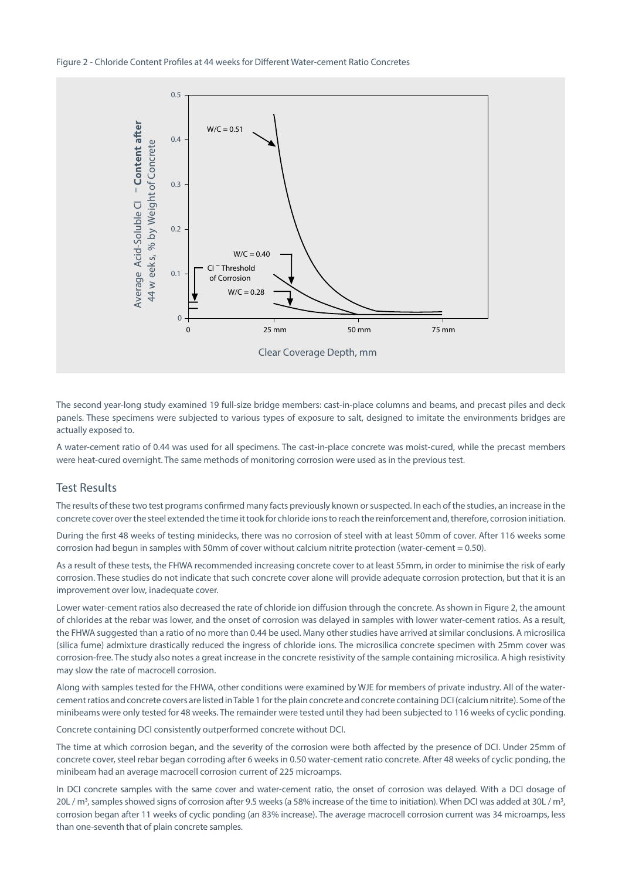Figure 2 - Chloride Content Profiles at 44 weeks for Different Water-cement Ratio Concretes

The second year-long study examined 19 full-size bridge members: cast-in-place columns and beams, and precast piles and deck panels. These specimens were subjected to various types of exposure to salt, designed to imitate the environments bridges are actually exposed to.

A water-cement ratio of 0.44 was used for all specimens. The cast-in-place concrete was moist-cured, while the precast members were heat-cured overnight. The same methods of monitoring corrosion were used as in the previous test.

## Test Results

The results of these two test programs confirmed many facts previously known or suspected. In each of the studies, an increase in the concrete cover over the steel extended the time it took for chloride ions to reach the reinforcement and, therefore, corrosion initiation.

During the first 48 weeks of testing minidecks, there was no corrosion of steel with at least 50mm of cover. After 116 weeks some corrosion had begun in samples with 50mm of cover without calcium nitrite protection (water-cement = 0.50).

As a result of these tests, the FHWA recommended increasing concrete cover to at least 55mm, in order to minimise the risk of early corrosion. These studies do not indicate that such concrete cover alone will provide adequate corrosion protection, but that it is an improvement over low, inadequate cover.

Lower water-cement ratios also decreased the rate of chloride ion diffusion through the concrete. As shown in Figure 2, the amount of chlorides at the rebar was lower, and the onset of corrosion was delayed in samples with lower water-cement ratios. As a result, the FHWA suggested than a ratio of no more than 0.44 be used. Many other studies have arrived at similar conclusions. A microsilica (silica fume) admixture drastically reduced the ingress of chloride ions. The microsilica concrete specimen with 25mm cover was corrosion-free. The study also notes a great increase in the concrete resistivity of the sample containing microsilica. A high resistivity may slow the rate of macrocell corrosion.

Along with samples tested for the FHWA, other conditions were examined by WJE for members of private industry. All of the water-cement ratios and concrete covers are listed in Table 1 for the plain concrete and concrete containing DCI (calcium nitrite). Some of the minibeams were only tested for 48 weeks. The remainder were tested until they had been subjected to 116 weeks of cyclic ponding.

Concrete containing DCI consistently outperformed concrete without DCI.

The time at which corrosion began, and the severity of the corrosion were both affected by the presence of DCI. Under 25mm of concrete cover, steel rebar began corroding after 6 weeks in 0.50 water-cement ratio concrete. After 48 weeks of cyclic ponding, the minibeam had an average macrocell corrosion current of 225 microamps.

In DCI concrete samples with the same cover and water-cement ratio, the onset of corrosion was delayed. With a DCI dosage of 20L / $m^3$, samples showed signs of corrosion after 9.5 weeks (a 58% increase of the time to initiation). When DCI was added at 30L / $m^3$, corrosion began after 11 weeks of cyclic ponding (an 83% increase). The average macrocell corrosion current was 34 microamps, less than one-seventh that of plain concrete samples.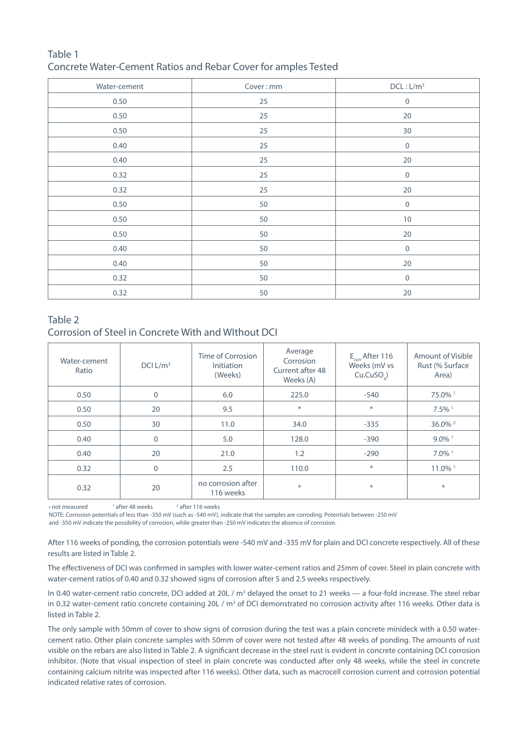Table 1
Concrete Water-Cement Ratios and Rebar Cover for amples Tested

| Water-cement | Cover : mm | DCL : L/m³ |
|---|---|---|
| 0.50 | 25 | 0 |
| 0.50 | 25 | 20 |
| 0.50 | 25 | 30 |
| 0.40 | 25 | 0 |
| 0.40 | 25 | 20 |
| 0.32 | 25 | 0 |
| 0.32 | 25 | 20 |
| 0.50 | 50 | 0 |
| 0.50 | 50 | 10 |
| 0.50 | 50 | 20 |
| 0.40 | 50 | 0 |
| 0.40 | 50 | 20 |
| 0.32 | 50 | 0 |
| 0.32 | 50 | 20 |

Table 2
Corrosion of Steel in Concrete With and WIthout DCI

| Water-cement Ratio | DCI L/m³ | Time of Corrosion Initiation (Weeks) | Average Corrosion Current after 48 Weeks (A) | $E_{corr}$ After 116 Weeks (mV vs $Cu.CuSO_4$) | Amount of Visible Rust (% Surface Area) |
|---|---|---|---|---|---|
| 0.50 | 0 | 6.0 | 225.0 | -540 | 75.0% [1] |
| 0.50 | 20 | 9.5 | * | * | 7.5% [1] |
| 0.50 | 30 | 11.0 | 34.0 | -335 | 36.0% [2] |
| 0.40 | 0 | 5.0 | 128.0 | -390 | 9.0% [1] |
| 0.40 | 20 | 21.0 | 1.2 | -290 | 7.0% [1] |
| 0.32 | 0 | 2.5 | 110.0 | * | 11.0% [1] |
| 0.32 | 20 | no corrosion after 116 weeks | * | * | * |

• not measured [1] after 48 weeks [2] after 116 weeks

NOTE: Corrosion potentials of less than -350 mV (such as -540 mV), indicate that the samples are corroding. Potentials between -250 mV and -350 mV indicate the possibility of corrosion, while greater than -250 mV indicates the absence of corrosion.

After 116 weeks of ponding, the corrosion potentials were -540 mV and -335 mV for plain and DCI concrete respectively. All of these results are listed in Table 2.

The effectiveness of DCI was confirmed in samples with lower water-cement ratios and 25mm of cover. Steel in plain concrete with water-cement ratios of 0.40 and 0.32 showed signs of corrosion after 5 and 2.5 weeks respectively.

In 0.40 water-cement ratio concrete, DCI added at 20L / m³ delayed the onset to 21 weeks — a four-fold increase. The steel rebar in 0.32 water-cement ratio concrete containing 20L / m³ of DCI demonstrated no corrosion activity after 116 weeks. Other data is listed in Table 2.

The only sample with 50mm of cover to show signs of corrosion during the test was a plain concrete minideck with a 0.50 water-cement ratio. Other plain concrete samples with 50mm of cover were not tested after 48 weeks of ponding. The amounts of rust visible on the rebars are also listed in Table 2. A significant decrease in the steel rust is evident in concrete containing DCI corrosion inhibitor. (Note that visual inspection of steel in plain concrete was conducted after only 48 weeks, while the steel in concrete containing calcium nitrite was inspected after 116 weeks). Other data, such as macrocell corrosion current and corrosion potential indicated relative rates of corrosion.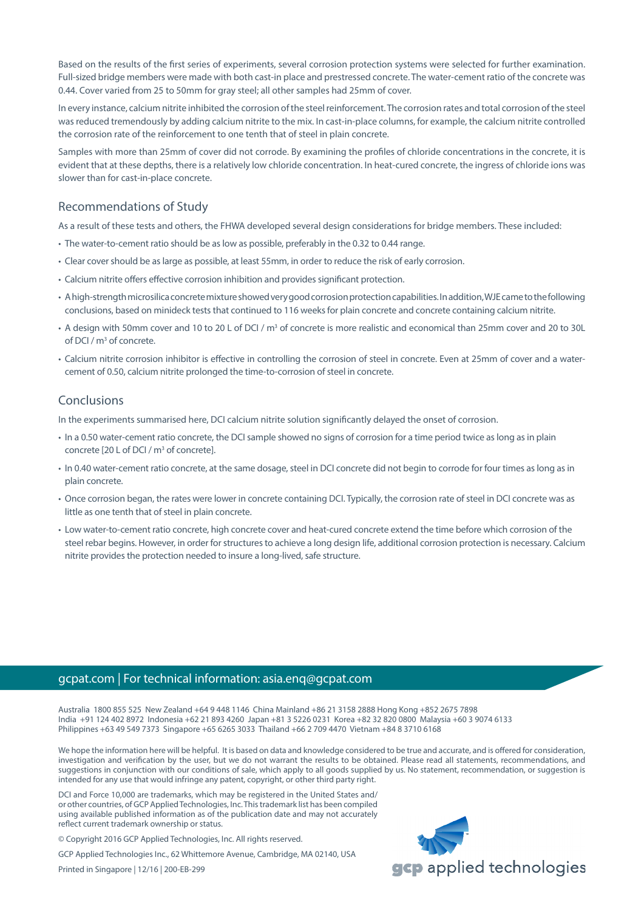Based on the results of the first series of experiments, several corrosion protection systems were selected for further examination. Full-sized bridge members were made with both cast-in place and prestressed concrete. The water-cement ratio of the concrete was 0.44. Cover varied from 25 to 50mm for gray steel; all other samples had 25mm of cover.

In every instance, calcium nitrite inhibited the corrosion of the steel reinforcement. The corrosion rates and total corrosion of the steel was reduced tremendously by adding calcium nitrite to the mix. In cast-in-place columns, for example, the calcium nitrite controlled the corrosion rate of the reinforcement to one tenth that of steel in plain concrete.

Samples with more than 25mm of cover did not corrode. By examining the profiles of chloride concentrations in the concrete, it is evident that at these depths, there is a relatively low chloride concentration. In heat-cured concrete, the ingress of chloride ions was slower than for cast-in-place concrete.

## Recommendations of Study

As a result of these tests and others, the FHWA developed several design considerations for bridge members. These included:

- The water-to-cement ratio should be as low as possible, preferably in the 0.32 to 0.44 range.
- Clear cover should be as large as possible, at least 55mm, in order to reduce the risk of early corrosion.
- Calcium nitrite offers effective corrosion inhibition and provides significant protection.
- A high-strength microsilica concrete mixture showed very good corrosion protection capabilities. In addition, WJE came to the following conclusions, based on minideck tests that continued to 116 weeks for plain concrete and concrete containing calcium nitrite.
- A design with 50mm cover and 10 to 20 L of DCI / m$^3$ of concrete is more realistic and economical than 25mm cover and 20 to 30L of DCI / m$^3$ of concrete.
- Calcium nitrite corrosion inhibitor is effective in controlling the corrosion of steel in concrete. Even at 25mm of cover and a water-cement of 0.50, calcium nitrite prolonged the time-to-corrosion of steel in concrete.

## Conclusions

In the experiments summarised here, DCI calcium nitrite solution significantly delayed the onset of corrosion.

- In a 0.50 water-cement ratio concrete, the DCI sample showed no signs of corrosion for a time period twice as long as in plain concrete [20 L of DCI / m$^3$ of concrete].
- In 0.40 water-cement ratio concrete, at the same dosage, steel in DCI concrete did not begin to corrode for four times as long as in plain concrete.
- Once corrosion began, the rates were lower in concrete containing DCI. Typically, the corrosion rate of steel in DCI concrete was as little as one tenth that of steel in plain concrete.
- Low water-to-cement ratio concrete, high concrete cover and heat-cured concrete extend the time before which corrosion of the steel rebar begins. However, in order for structures to achieve a long design life, additional corrosion protection is necessary. Calcium nitrite provides the protection needed to insure a long-lived, safe structure.

gcpat.com | For technical information: asia.enq@gcpat.com

Australia 1800 855 525 New Zealand +64 9 448 1146 China Mainland +86 21 3158 2888 Hong Kong +852 2675 7898
India +91 124 402 8972 Indonesia +62 21 893 4260 Japan +81 3 5226 0231 Korea +82 32 820 0800 Malaysia +60 3 9074 6133
Philippines +63 49 549 7373 Singapore +65 6265 3033 Thailand +66 2 709 4470 Vietnam +84 8 3710 6168

We hope the information here will be helpful. It is based on data and knowledge considered to be true and accurate, and is offered for consideration, investigation and verification by the user, but we do not warrant the results to be obtained. Please read all statements, recommendations, and suggestions in conjunction with our conditions of sale, which apply to all goods supplied by us. No statement, recommendation, or suggestion is intended for any use that would infringe any patent, copyright, or other third party right.

DCI and Force 10,000 are trademarks, which may be registered in the United States and/or other countries, of GCP Applied Technologies, Inc. This trademark list has been compiled using available published information as of the publication date and may not accurately reflect current trademark ownership or status.

© Copyright 2016 GCP Applied Technologies, Inc. All rights reserved.

GCP Applied Technologies Inc., 62 Whittemore Avenue, Cambridge, MA 02140, USA

Printed in Singapore | 12/16 | 200-EB-299

gcp applied technologies